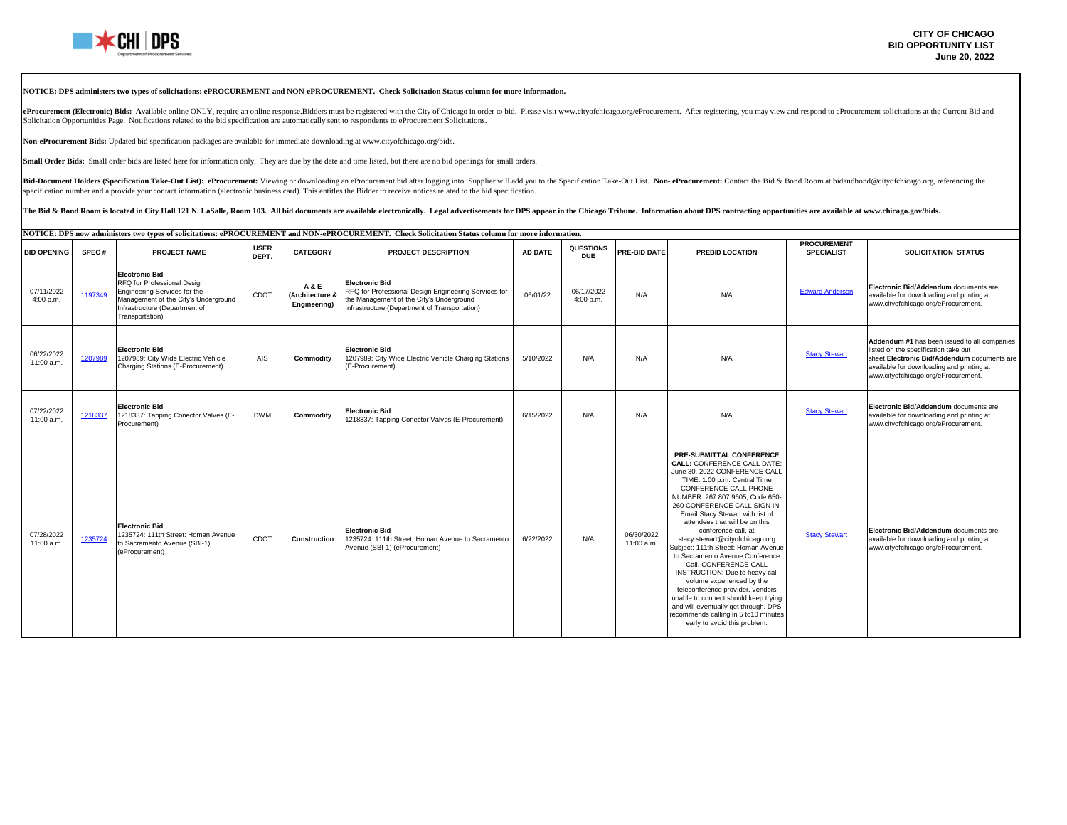CITY OF CHICAGO
BID OPPORTUNITY LIST
June 20, 2022

**NOTICE: DPS administers two types of solicitations: ePROCUREMENT and NON-ePROCUREMENT. Check Solicitation Status column for more information.**

**eProcurement (Electronic) Bids: A**vailable online ONLY, require an online response.Bidders must be registered with the City of Chicago in order to bid. Please visit www.cityofchicago.org/eProcurement. After registering, you may view and respond to eProcurement solicitations at the Current Bid and Solicitation Opportunities Page. Notifications related to the bid specification are automatically sent to respondents to eProcurement Solicitations.

**Non-eProcurement Bids:** Updated bid specification packages are available for immediate downloading at www.cityofchicago.org/bids.

**Small Order Bids:** Small order bids are listed here for information only. They are due by the date and time listed, but there are no bid openings for small orders.

**Bid-Document Holders (Specification Take-Out List): eProcurement:** Viewing or downloading an eProcurement bid after logging into iSupplier will add you to the Specification Take-Out List. **Non- eProcurement:** Contact the Bid & Bond Room at bidandbond@cityofchicago.org, referencing the specification number and a provide your contact information (electronic business card). This entitles the Bidder to receive notices related to the bid specification.

**The Bid & Bond Room is located in City Hall 121 N. LaSalle, Room 103. All bid documents are available electronically. Legal advertisements for DPS appear in the Chicago Tribune. Information about DPS contracting opportunities are available at www.chicago.gov/bids.**

**NOTICE: DPS now administers two types of solicitations: ePROCUREMENT and NON-ePROCUREMENT. Check Solicitation Status column for more information.**

| BID OPENING | SPEC # | PROJECT NAME | USER DEPT. | CATEGORY | PROJECT DESCRIPTION | AD DATE | QUESTIONS DUE | PRE-BID DATE | PREBID LOCATION | PROCUREMENT SPECIALIST | SOLICITATION STATUS |
|---|---|---|---|---|---|---|---|---|---|---|---|
| 07/11/2022 4:00 p.m. | 1197349 | **Electronic Bid** RFQ for Professional Design Engineering Services for the Management of the City's Underground Infrastructure (Department of Transportation) | CDOT | **A & E (Architecture & Engineering)** | **Electronic Bid** RFQ for Professional Design Engineering Services for the Management of the City's Underground Infrastructure (Department of Transportation) | 06/01/22 | 06/17/2022 4:00 p.m. | N/A | N/A | Edward Anderson | **Electronic Bid/Addendum** documents are available for downloading and printing at www.cityofchicago.org/eProcurement. |
| 06/22/2022 11:00 a.m. | 1207989 | **Electronic Bid** 1207989: City Wide Electric Vehicle Charging Stations (E-Procurement) | AIS | **Commodity** | **Electronic Bid** 1207989: City Wide Electric Vehicle Charging Stations (E-Procurement) | 5/10/2022 | N/A | N/A | N/A | Stacy Stewart | **Addendum #1** has been issued to all companies listed on the specification take out sheet.**Electronic Bid/Addendum** documents are available for downloading and printing at www.cityofchicago.org/eProcurement. |
| 07/22/2022 11:00 a.m. | 1218337 | **Electronic Bid** 1218337: Tapping Conector Valves (E-Procurement) | DWM | **Commodity** | **Electronic Bid** 1218337: Tapping Conector Valves (E-Procurement) | 6/15/2022 | N/A | N/A | N/A | Stacy Stewart | **Electronic Bid/Addendum** documents are available for downloading and printing at www.cityofchicago.org/eProcurement. |
| 07/28/2022 11:00 a.m. | 1235724 | **Electronic Bid** 1235724: 111th Street: Homan Avenue to Sacramento Avenue (SBI-1) (eProcurement) | CDOT | **Construction** | **Electronic Bid** 1235724: 111th Street: Homan Avenue to Sacramento Avenue (SBI-1) (eProcurement) | 6/22/2022 | N/A | 06/30/2022 11:00 a.m. | **PRE-SUBMITTAL CONFERENCE CALL:** CONFERENCE CALL DATE: June 30, 2022 CONFERENCE CALL TIME: 1:00 p.m. Central Time CONFERENCE CALL PHONE NUMBER: 267.807.9605, Code 650-260 CONFERENCE CALL SIGN IN: Email Stacy Stewart with list of attendees that will be on this conference call, at stacy.stewart@cityofchicago.org Subject: 111th Street: Homan Avenue to Sacramento Avenue Conference Call. CONFERENCE CALL INSTRUCTION: Due to heavy call volume experienced by the teleconference provider, vendors unable to connect should keep trying and will eventually get through. DPS recommends calling in 5 to10 minutes early to avoid this problem. | Stacy Stewart | **Electronic Bid/Addendum** documents are available for downloading and printing at www.cityofchicago.org/eProcurement. |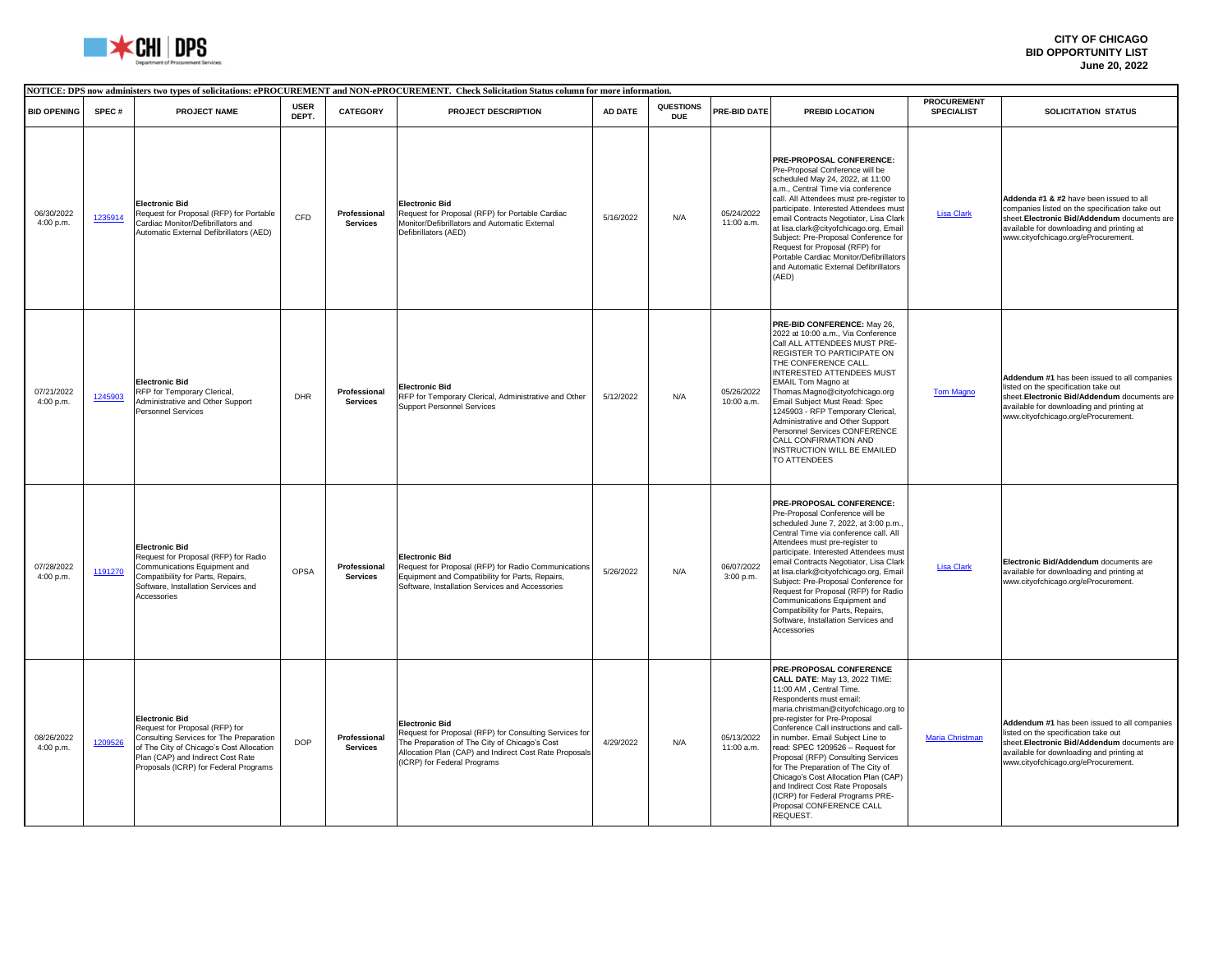**CITY OF CHICAGO**
**BID OPPORTUNITY LIST**
**June 20, 2022**

**NOTICE: DPS now administers two types of solicitations: ePROCUREMENT and NON-ePROCUREMENT. Check Solicitation Status column for more information.**

| BID OPENING | SPEC # | PROJECT NAME | USER DEPT. | CATEGORY | PROJECT DESCRIPTION | AD DATE | QUESTIONS DUE | PRE-BID DATE | PREBID LOCATION | PROCUREMENT SPECIALIST | SOLICITATION STATUS |
|---|---|---|---|---|---|---|---|---|---|---|---|
| 06/30/2022 4:00 p.m. | 1235914 | **Electronic Bid** Request for Proposal (RFP) for Portable Cardiac Monitor/Defibrillators and Automatic External Defibrillators (AED) | CFD | **Professional Services** | **Electronic Bid** Request for Proposal (RFP) for Portable Cardiac Monitor/Defibrillators and Automatic External Defibrillators (AED) | 5/16/2022 | N/A | 05/24/2022 11:00 a.m. | **PRE-PROPOSAL CONFERENCE:** Pre-Proposal Conference will be scheduled May 24, 2022, at 11:00 a.m., Central Time via conference call. All Attendees must pre-register to participate. Interested Attendees must email Contracts Negotiator, Lisa Clark at lisa.clark@cityofchicago.org, Email Subject: Pre-Proposal Conference for Request for Proposal (RFP) for Portable Cardiac Monitor/Defibrillators and Automatic External Defibrillators (AED) | Lisa Clark | **Addenda #1 & #2** have been issued to all companies listed on the specification take out sheet.**Electronic Bid/Addendum** documents are available for downloading and printing at www.cityofchicago.org/eProcurement. |
| 07/21/2022 4:00 p.m. | 1245903 | **Electronic Bid** RFP for Temporary Clerical, Administrative and Other Support Personnel Services | DHR | **Professional Services** | **Electronic Bid** RFP for Temporary Clerical, Administrative and Other Support Personnel Services | 5/12/2022 | N/A | 05/26/2022 10:00 a.m. | **PRE-BID CONFERENCE:** May 26, 2022 at 10:00 a.m., Via Conference Call ALL ATTENDEES MUST PRE-REGISTER TO PARTICIPATE ON THE CONFERENCE CALL. INTERESTED ATTENDEES MUST EMAIL Tom Magno at Thomas.Magno@cityofchicago.org Email Subject Must Read: Spec 1245903 - RFP Temporary Clerical, Administrative and Other Support Personnel Services CONFERENCE CALL CONFIRMATION AND INSTRUCTION WILL BE EMAILED TO ATTENDEES | Tom Magno | **Addendum #1** has been issued to all companies listed on the specification take out sheet.**Electronic Bid/Addendum** documents are available for downloading and printing at www.cityofchicago.org/eProcurement. |
| 07/28/2022 4:00 p.m. | 1191270 | **Electronic Bid** Request for Proposal (RFP) for Radio Communications Equipment and Compatibility for Parts, Repairs, Software, Installation Services and Accessories | OPSA | **Professional Services** | **Electronic Bid** Request for Proposal (RFP) for Radio Communications Equipment and Compatibility for Parts, Repairs, Software, Installation Services and Accessories | 5/26/2022 | N/A | 06/07/2022 3:00 p.m. | **PRE-PROPOSAL CONFERENCE:** Pre-Proposal Conference will be scheduled June 7, 2022, at 3:00 p.m., Central Time via conference call. All Attendees must pre-register to participate. Interested Attendees must email Contracts Negotiator, Lisa Clark at lisa.clark@cityofchicago.org, Email Subject: Pre-Proposal Conference for Request for Proposal (RFP) for Radio Communications Equipment and Compatibility for Parts, Repairs, Software, Installation Services and Accessories | Lisa Clark | **Electronic Bid/Addendum** documents are available for downloading and printing at www.cityofchicago.org/eProcurement. |
| 08/26/2022 4:00 p.m. | 1209526 | **Electronic Bid** Request for Proposal (RFP) for Consulting Services for The Preparation of The City of Chicago's Cost Allocation Plan (CAP) and Indirect Cost Rate Proposals (ICRP) for Federal Programs | DOP | **Professional Services** | **Electronic Bid** Request for Proposal (RFP) for Consulting Services for The Preparation of The City of Chicago's Cost Allocation Plan (CAP) and Indirect Cost Rate Proposals (ICRP) for Federal Programs | 4/29/2022 | N/A | 05/13/2022 11:00 a.m. | **PRE-PROPOSAL CONFERENCE CALL DATE**: May 13, 2022 TIME: 11:00 AM , Central Time. Respondents must email: maria.christman@cityofchicago.org to pre-register for Pre-Proposal Conference Call instructions and call-in number. Email Subject Line to read: SPEC 1209526 – Request for Proposal (RFP) Consulting Services for The Preparation of The City of Chicago's Cost Allocation Plan (CAP) and Indirect Cost Rate Proposals (ICRP) for Federal Programs PRE-Proposal CONFERENCE CALL REQUEST. | Maria Christman | **Addendum #1** has been issued to all companies listed on the specification take out sheet.**Electronic Bid/Addendum** documents are available for downloading and printing at www.cityofchicago.org/eProcurement. |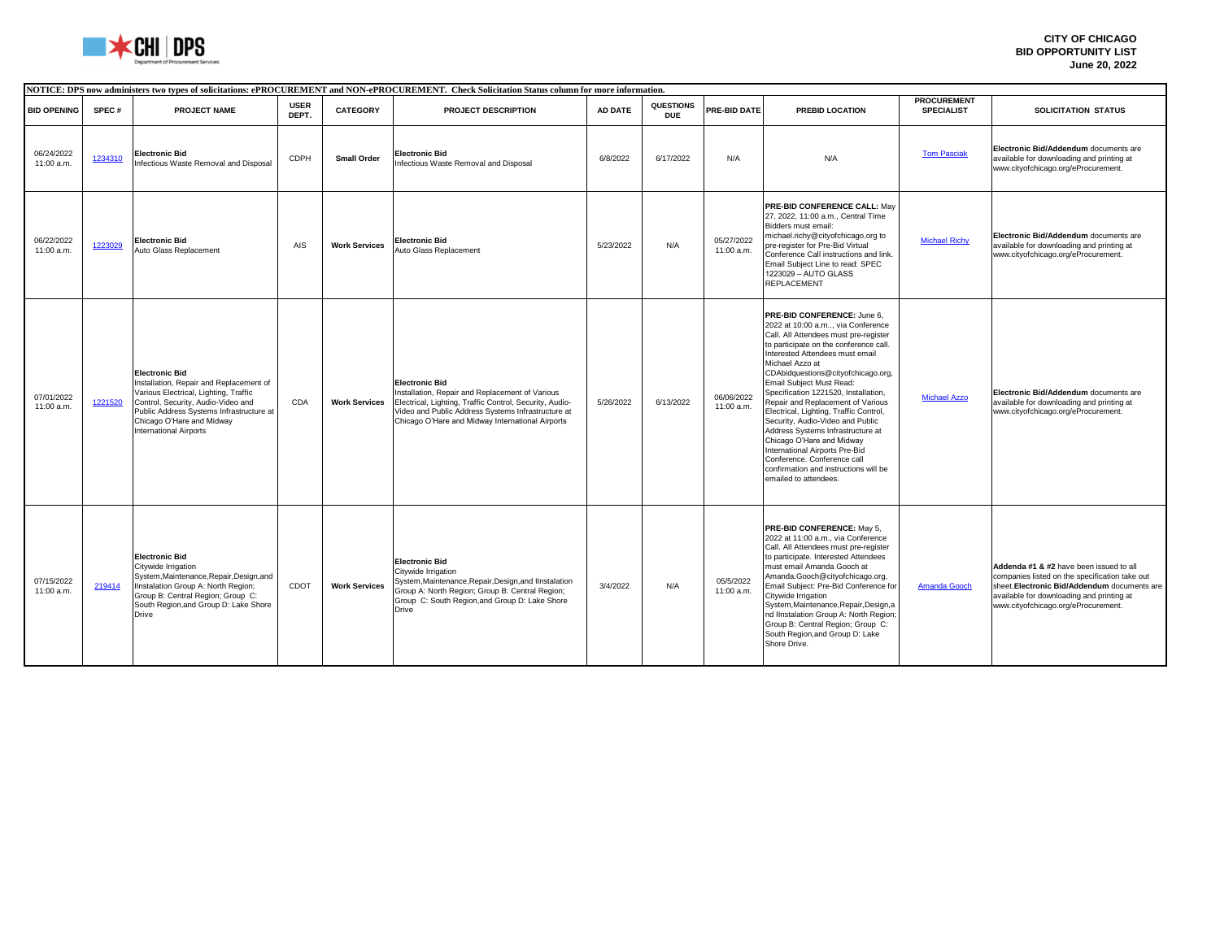**CITY OF CHICAGO**
**BID OPPORTUNITY LIST**
**June 20, 2022**

**NOTICE: DPS now administers two types of solicitations: ePROCUREMENT and NON-ePROCUREMENT. Check Solicitation Status column for more information.**

| BID OPENING | SPEC # | PROJECT NAME | USER DEPT. | CATEGORY | PROJECT DESCRIPTION | AD DATE | QUESTIONS DUE | PRE-BID DATE | PREBID LOCATION | PROCUREMENT SPECIALIST | SOLICITATION STATUS |
|---|---|---|---|---|---|---|---|---|---|---|---|
| 06/24/2022 11:00 a.m. | 1234310 | **Electronic Bid** Infectious Waste Removal and Disposal | CDPH | **Small Order** | **Electronic Bid** Infectious Waste Removal and Disposal | 6/8/2022 | 6/17/2022 | N/A | N/A | Tom Pasciak | **Electronic Bid/Addendum** documents are available for downloading and printing at www.cityofchicago.org/eProcurement. |
| 06/22/2022 11:00 a.m. | 1223029 | **Electronic Bid** Auto Glass Replacement | AIS | **Work Services** | **Electronic Bid** Auto Glass Replacement | 5/23/2022 | N/A | 05/27/2022 11:00 a.m. | **PRE-BID CONFERENCE CALL:** May 27, 2022, 11:00 a.m., Central Time Bidders must email: michael.richy@cityofchicago.org to pre-register for Pre-Bid Virtual Conference Call instructions and link. Email Subject Line to read: SPEC 1223029 – AUTO GLASS REPLACEMENT | Michael Richy | **Electronic Bid/Addendum** documents are available for downloading and printing at www.cityofchicago.org/eProcurement. |
| 07/01/2022 11:00 a.m. | 1221520 | **Electronic Bid** Installation, Repair and Replacement of Various Electrical, Lighting, Traffic Control, Security, Audio-Video and Public Address Systems Infrastructure at Chicago O'Hare and Midway International Airports | CDA | **Work Services** | **Electronic Bid** Installation, Repair and Replacement of Various Electrical, Lighting, Traffic Control, Security, Audio-Video and Public Address Systems Infrastructure at Chicago O'Hare and Midway International Airports | 5/26/2022 | 6/13/2022 | 06/06/2022 11:00 a.m. | **PRE-BID CONFERENCE:** June 6, 2022 at 10:00 a.m.., via Conference Call. All Attendees must pre-register to participate on the conference call. Interested Attendees must email Michael Azzo at CDAbidquestions@cityofchicago.org, Email Subject Must Read: Specification 1221520, Installation, Repair and Replacement of Various Electrical, Lighting, Traffic Control, Security, Audio-Video and Public Address Systems Infrastructure at Chicago O'Hare and Midway International Airports Pre-Bid Conference. Conference call confirmation and instructions will be emailed to attendees. | Michael Azzo | **Electronic Bid/Addendum** documents are available for downloading and printing at www.cityofchicago.org/eProcurement. |
| 07/15/2022 11:00 a.m. | 219414 | **Electronic Bid** Citywide Irrigation System,Maintenance,Repair,Design,and IInstalation Group A: North Region; Group B: Central Region; Group C: South Region,and Group D: Lake Shore Drive | CDOT | **Work Services** | **Electronic Bid** Citywide Irrigation System,Maintenance,Repair,Design,and IInstalation Group A: North Region; Group B: Central Region; Group C: South Region,and Group D: Lake Shore Drive | 3/4/2022 | N/A | 05/5/2022 11:00 a.m. | **PRE-BID CONFERENCE:** May 5, 2022 at 11:00 a.m., via Conference Call. All Attendees must pre-register to participate. Interested Attendees must email Amanda Gooch at Amanda.Gooch@cityofchicago.org, Email Subject: Pre-Bid Conference for Citywide Irrigation System,Maintenance,Repair,Design,and IInstalation Group A: North Region; Group B: Central Region; Group C: South Region,and Group D: Lake Shore Drive. | Amanda Gooch | **Addenda #1 & #2** have been issued to all companies listed on the specification take out sheet.**Electronic Bid/Addendum** documents are available for downloading and printing at www.cityofchicago.org/eProcurement. |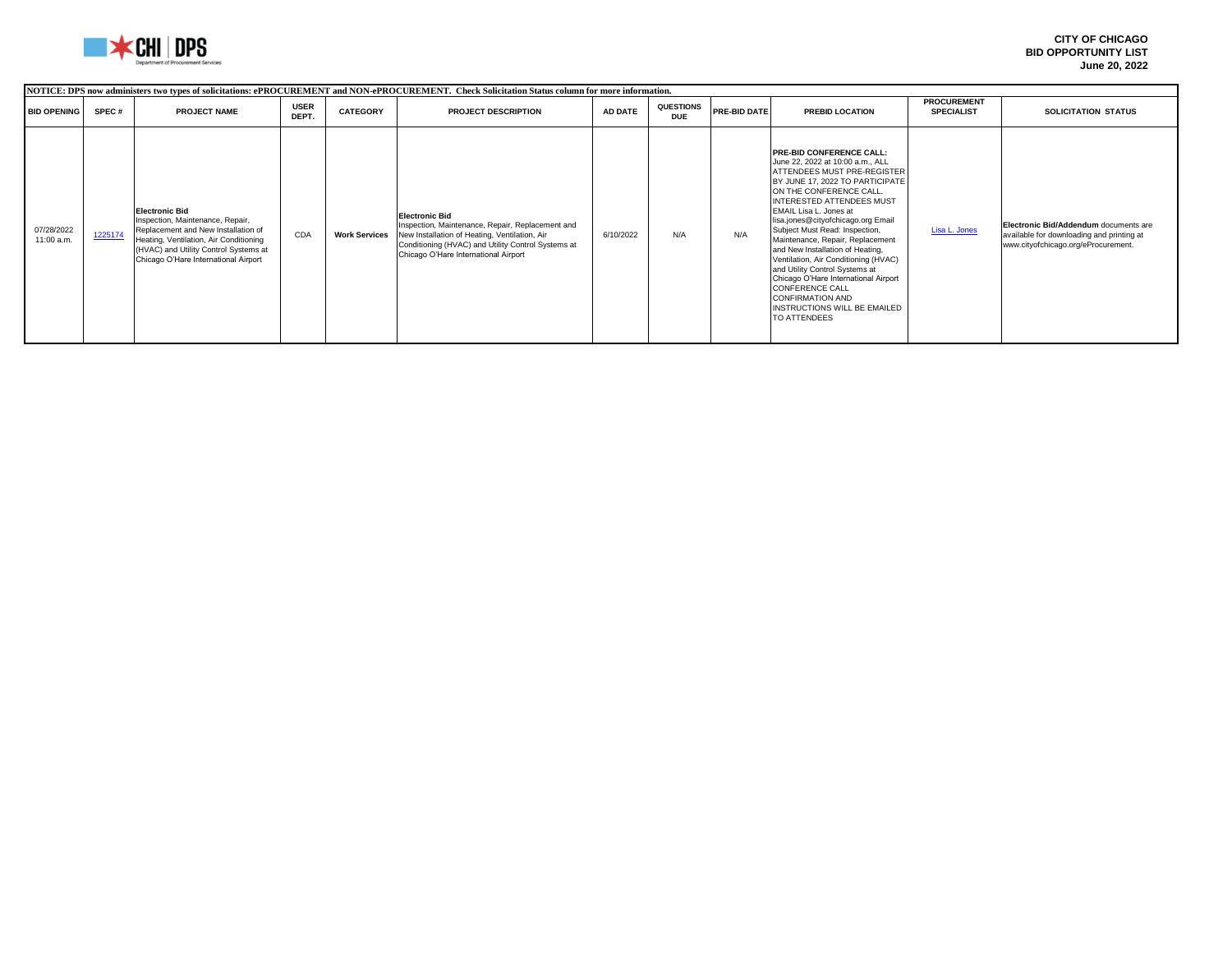**CITY OF CHICAGO**
**BID OPPORTUNITY LIST**
**June 20, 2022**

**NOTICE: DPS now administers two types of solicitations: ePROCUREMENT and NON-ePROCUREMENT. Check Solicitation Status column for more information.**

| BID OPENING | SPEC # | PROJECT NAME | USER DEPT. | CATEGORY | PROJECT DESCRIPTION | AD DATE | QUESTIONS DUE | PRE-BID DATE | PREBID LOCATION | PROCUREMENT SPECIALIST | SOLICITATION STATUS |
|---|---|---|---|---|---|---|---|---|---|---|---|
| 07/28/2022 11:00 a.m. | 1225174 | **Electronic Bid** Inspection, Maintenance, Repair, Replacement and New Installation of Heating, Ventilation, Air Conditioning (HVAC) and Utility Control Systems at Chicago O'Hare International Airport | CDA | **Work Services** | **Electronic Bid** Inspection, Maintenance, Repair, Replacement and New Installation of Heating, Ventilation, Air Conditioning (HVAC) and Utility Control Systems at Chicago O'Hare International Airport | 6/10/2022 | N/A | N/A | **PRE-BID CONFERENCE CALL:** June 22, 2022 at 10:00 a.m., ALL ATTENDEES MUST PRE-REGISTER BY JUNE 17, 2022 TO PARTICIPATE ON THE CONFERENCE CALL. INTERESTED ATTENDEES MUST EMAIL Lisa L. Jones at lisa.jones@cityofchicago.org Email Subject Must Read: Inspection, Maintenance, Repair, Replacement and New Installation of Heating, Ventilation, Air Conditioning (HVAC) and Utility Control Systems at Chicago O'Hare International Airport CONFERENCE CALL CONFIRMATION AND INSTRUCTIONS WILL BE EMAILED TO ATTENDEES | Lisa L. Jones | **Electronic Bid/Addendum** documents are available for downloading and printing at www.cityofchicago.org/eProcurement. |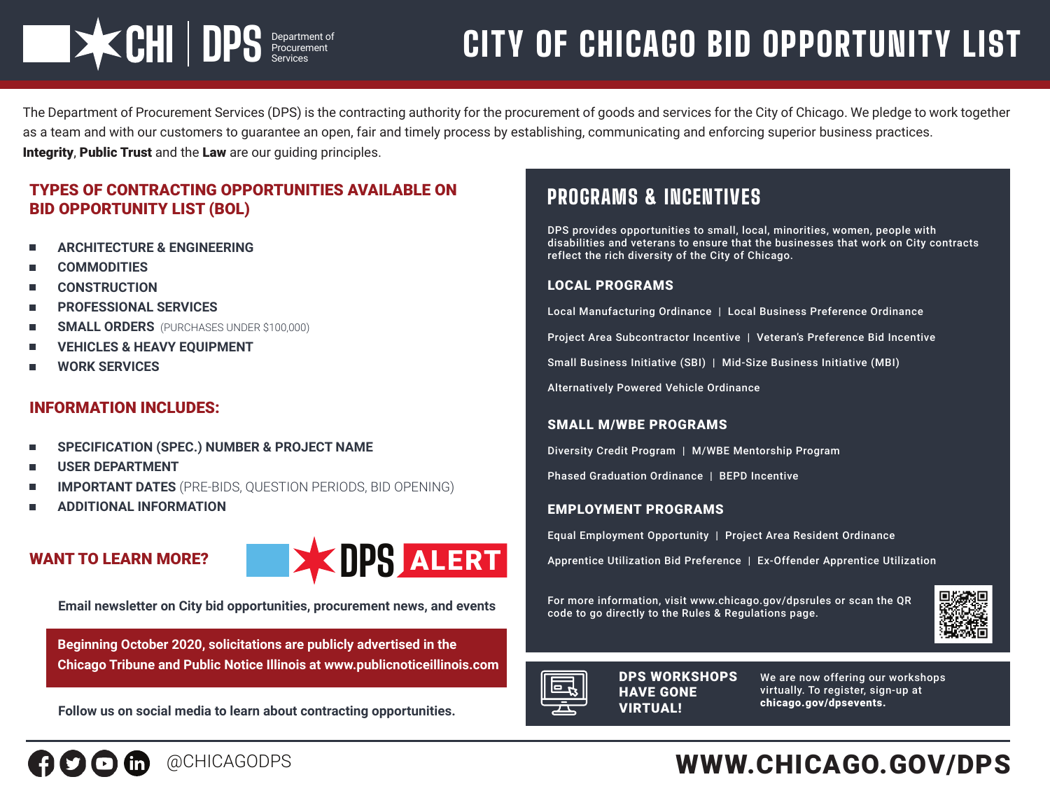# CITY OF CHICAGO BID OPPORTUNITY LIST

CHI | DPS Department of Procurement Services

The Department of Procurement Services (DPS) is the contracting authority for the procurement of goods and services for the City of Chicago. We pledge to work together as a team and with our customers to guarantee an open, fair and timely process by establishing, communicating and enforcing superior business practices. **Integrity**, **Public Trust** and the **Law** are our guiding principles.

## TYPES OF CONTRACTING OPPORTUNITIES AVAILABLE ON BID OPPORTUNITY LIST (BOL)

- **ARCHITECTURE & ENGINEERING**
- **COMMODITIES**
- **CONSTRUCTION**
- **PROFESSIONAL SERVICES**
- **SMALL ORDERS** (PURCHASES UNDER $100,000)
- **VEHICLES & HEAVY EQUIPMENT**
- **WORK SERVICES**

## INFORMATION INCLUDES:

- **SPECIFICATION (SPEC.) NUMBER & PROJECT NAME**
- **USER DEPARTMENT**
- **IMPORTANT DATES** (PRE-BIDS, QUESTION PERIODS, BID OPENING)
- **ADDITIONAL INFORMATION**

## WANT TO LEARN MORE?

DPS ALERT

**Email newsletter on City bid opportunities, procurement news, and events**

**Beginning October 2020, solicitations are publicly advertised in the Chicago Tribune and Public Notice Illinois at www.publicnoticeillinois.com**

**Follow us on social media to learn about contracting opportunities.**

## PROGRAMS & INCENTIVES

DPS provides opportunities to small, local, minorities, women, people with disabilities and veterans to ensure that the businesses that work on City contracts reflect the rich diversity of the City of Chicago.

### LOCAL PROGRAMS

Local Manufacturing Ordinance | Local Business Preference Ordinance

Project Area Subcontractor Incentive | Veteran's Preference Bid Incentive

Small Business Initiative (SBI) | Mid-Size Business Initiative (MBI)

Alternatively Powered Vehicle Ordinance

### SMALL M/WBE PROGRAMS

Diversity Credit Program | M/WBE Mentorship Program

Phased Graduation Ordinance | BEPD Incentive

### EMPLOYMENT PROGRAMS

Equal Employment Opportunity | Project Area Resident Ordinance

Apprentice Utilization Bid Preference | Ex-Offender Apprentice Utilization

For more information, visit www.chicago.gov/dpsrules or scan the QR code to go directly to the Rules & Regulations page.

**DPS WORKSHOPS HAVE GONE VIRTUAL!**

We are now offering our workshops virtually. To register, sign-up at **chicago.gov/dpsevents.**

@CHICAGODPS

**WWW.CHICAGO.GOV/DPS**